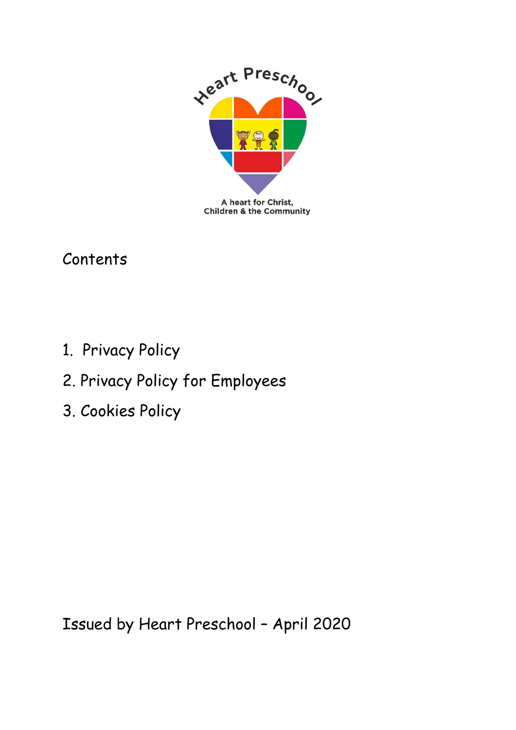Heart Preschool

A heart for Christ, Children & the Community

# Contents

1. Privacy Policy
2. Privacy Policy for Employees
3. Cookies Policy

Issued by Heart Preschool – April 2020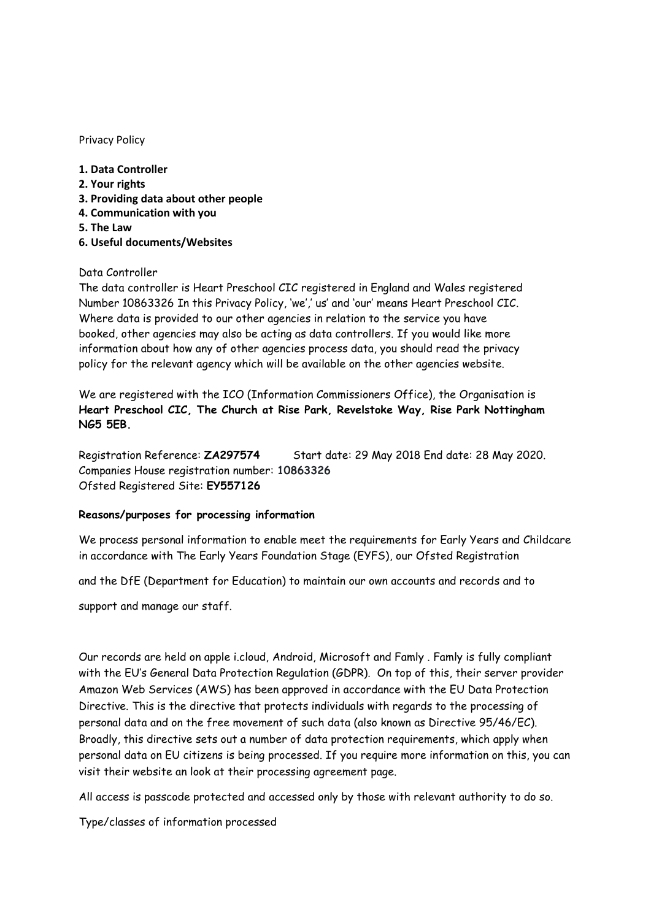Privacy Policy

**1. Data Controller**
**2. Your rights**
**3. Providing data about other people**
**4. Communication with you**
**5. The Law**
**6. Useful documents/Websites**

Data Controller

The data controller is Heart Preschool CIC registered in England and Wales registered Number 10863326 In this Privacy Policy, 'we',' us' and 'our' means Heart Preschool CIC. Where data is provided to our other agencies in relation to the service you have booked, other agencies may also be acting as data controllers. If you would like more information about how any of other agencies process data, you should read the privacy policy for the relevant agency which will be available on the other agencies website.

We are registered with the ICO (Information Commissioners Office), the Organisation is **Heart Preschool CIC, The Church at Rise Park, Revelstoke Way, Rise Park Nottingham NG5 5EB.**

Registration Reference: **ZA297574** Start date: 29 May 2018 End date: 28 May 2020.
Companies House registration number: **10863326**
Ofsted Registered Site: **EY557126**

**Reasons/purposes for processing information**

We process personal information to enable meet the requirements for Early Years and Childcare in accordance with The Early Years Foundation Stage (EYFS), our Ofsted Registration

and the DfE (Department for Education) to maintain our own accounts and records and to

support and manage our staff.

Our records are held on apple i.cloud, Android, Microsoft and Famly . Famly is fully compliant with the EU's General Data Protection Regulation (GDPR). On top of this, their server provider Amazon Web Services (AWS) has been approved in accordance with the EU Data Protection Directive. This is the directive that protects individuals with regards to the processing of personal data and on the free movement of such data (also known as Directive 95/46/EC). Broadly, this directive sets out a number of data protection requirements, which apply when personal data on EU citizens is being processed. If you require more information on this, you can visit their website an look at their processing agreement page.

All access is passcode protected and accessed only by those with relevant authority to do so.

Type/classes of information processed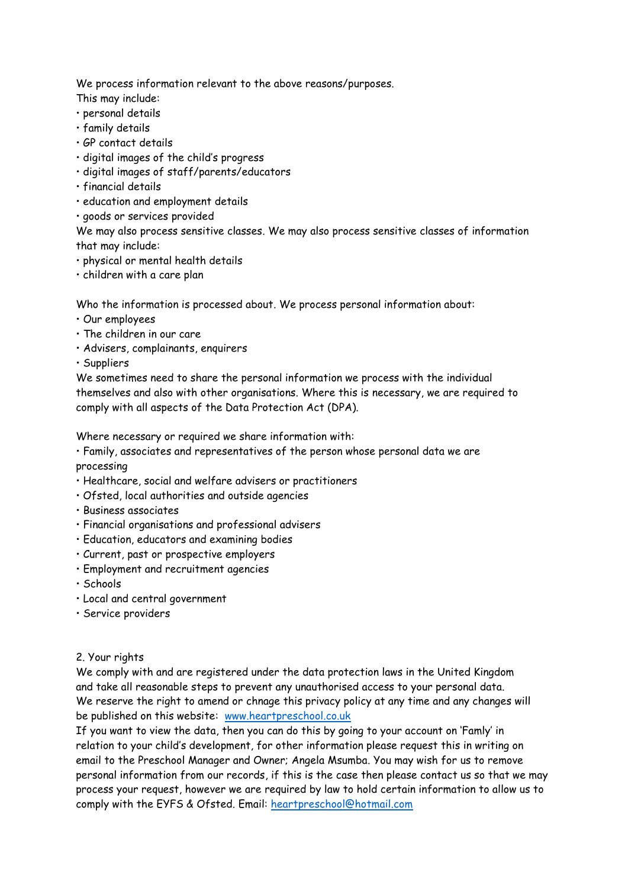We process information relevant to the above reasons/purposes.
This may include:

- personal details
- family details
- GP contact details
- digital images of the child's progress
- digital images of staff/parents/educators
- financial details
- education and employment details
- goods or services provided

We may also process sensitive classes. We may also process sensitive classes of information that may include:

- physical or mental health details
- children with a care plan

Who the information is processed about. We process personal information about:

- Our employees
- The children in our care
- Advisers, complainants, enquirers
- Suppliers

We sometimes need to share the personal information we process with the individual themselves and also with other organisations. Where this is necessary, we are required to comply with all aspects of the Data Protection Act (DPA).

Where necessary or required we share information with:

- Family, associates and representatives of the person whose personal data we are processing
- Healthcare, social and welfare advisers or practitioners
- Ofsted, local authorities and outside agencies
- Business associates
- Financial organisations and professional advisers
- Education, educators and examining bodies
- Current, past or prospective employers
- Employment and recruitment agencies
- Schools
- Local and central government
- Service providers

2. Your rights

We comply with and are registered under the data protection laws in the United Kingdom and take all reasonable steps to prevent any unauthorised access to your personal data. We reserve the right to amend or chnage this privacy policy at any time and any changes will be published on this website: [www.heartpreschool.co.uk](http://www.heartpreschool.co.uk)

If you want to view the data, then you can do this by going to your account on 'Famly' in relation to your child's development, for other information please request this in writing on email to the Preschool Manager and Owner; Angela Msumba. You may wish for us to remove personal information from our records, if this is the case then please contact us so that we may process your request, however we are required by law to hold certain information to allow us to comply with the EYFS & Ofsted. Email: [heartpreschool@hotmail.com](mailto:heartpreschool@hotmail.com)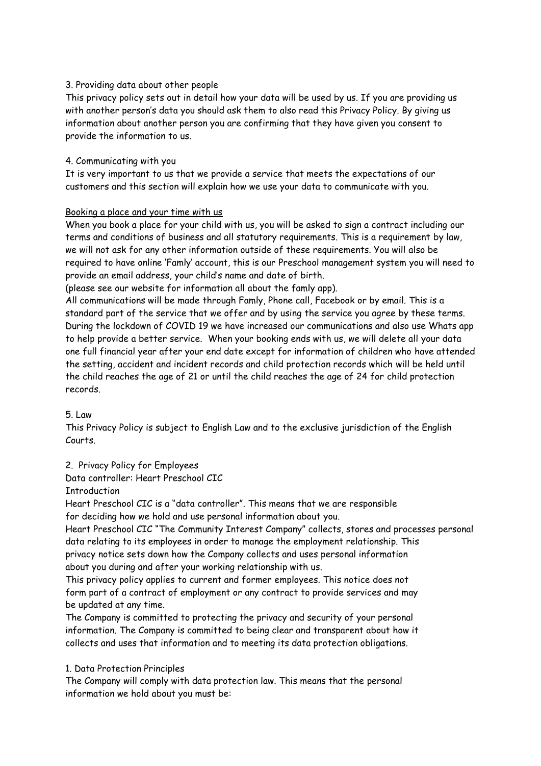### 3. Providing data about other people

This privacy policy sets out in detail how your data will be used by us. If you are providing us with another person's data you should ask them to also read this Privacy Policy. By giving us information about another person you are confirming that they have given you consent to provide the information to us.

### 4. Communicating with you

It is very important to us that we provide a service that meets the expectations of our customers and this section will explain how we use your data to communicate with you.

<u>Booking a place and your time with us</u>

When you book a place for your child with us, you will be asked to sign a contract including our terms and conditions of business and all statutory requirements. This is a requirement by law, we will not ask for any other information outside of these requirements. You will also be required to have online 'Famly' account, this is our Preschool management system you will need to provide an email address, your child's name and date of birth.
(please see our website for information all about the famly app).

All communications will be made through Famly, Phone call, Facebook or by email. This is a standard part of the service that we offer and by using the service you agree by these terms. During the lockdown of COVID 19 we have increased our communications and also use Whats app to help provide a better service. When your booking ends with us, we will delete all your data one full financial year after your end date except for information of children who have attended the setting, accident and incident records and child protection records which will be held until the child reaches the age of 21 or until the child reaches the age of 24 for child protection records.

### 5. Law

This Privacy Policy is subject to English Law and to the exclusive jurisdiction of the English Courts.

## 2. Privacy Policy for Employees

Data controller: Heart Preschool CIC

Introduction

Heart Preschool CIC is a "data controller". This means that we are responsible for deciding how we hold and use personal information about you.

Heart Preschool CIC "The Community Interest Company" collects, stores and processes personal data relating to its employees in order to manage the employment relationship. This privacy notice sets down how the Company collects and uses personal information about you during and after your working relationship with us.

This privacy policy applies to current and former employees. This notice does not form part of a contract of employment or any contract to provide services and may be updated at any time.

The Company is committed to protecting the privacy and security of your personal information. The Company is committed to being clear and transparent about how it collects and uses that information and to meeting its data protection obligations.

### 1. Data Protection Principles

The Company will comply with data protection law. This means that the personal information we hold about you must be: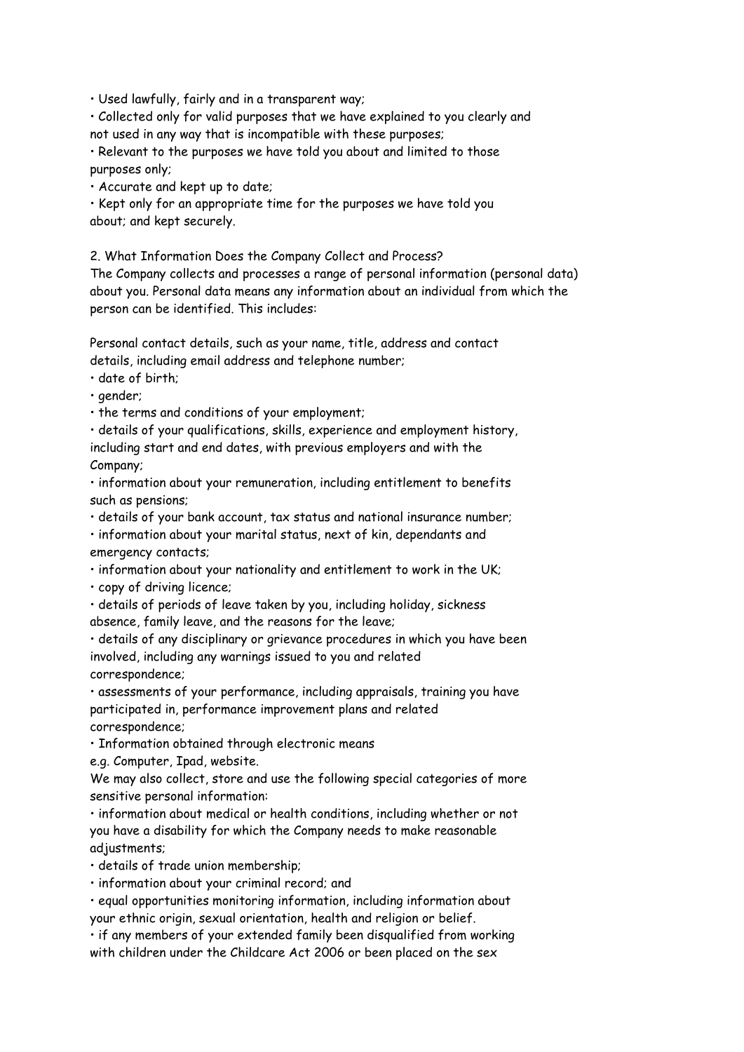- Used lawfully, fairly and in a transparent way;
- Collected only for valid purposes that we have explained to you clearly and not used in any way that is incompatible with these purposes;
- Relevant to the purposes we have told you about and limited to those purposes only;
- Accurate and kept up to date;
- Kept only for an appropriate time for the purposes we have told you about; and kept securely.

## 2. What Information Does the Company Collect and Process?

The Company collects and processes a range of personal information (personal data) about you. Personal data means any information about an individual from which the person can be identified. This includes:

Personal contact details, such as your name, title, address and contact details, including email address and telephone number;

- date of birth;
- gender;
- the terms and conditions of your employment;
- details of your qualifications, skills, experience and employment history, including start and end dates, with previous employers and with the Company;
- information about your remuneration, including entitlement to benefits such as pensions;
- details of your bank account, tax status and national insurance number;
- information about your marital status, next of kin, dependants and emergency contacts;
- information about your nationality and entitlement to work in the UK;
- copy of driving licence;
- details of periods of leave taken by you, including holiday, sickness absence, family leave, and the reasons for the leave;
- details of any disciplinary or grievance procedures in which you have been involved, including any warnings issued to you and related correspondence;
- assessments of your performance, including appraisals, training you have participated in, performance improvement plans and related correspondence;
- Information obtained through electronic means e.g. Computer, Ipad, website.

We may also collect, store and use the following special categories of more sensitive personal information:

- information about medical or health conditions, including whether or not you have a disability for which the Company needs to make reasonable adjustments;
- details of trade union membership;
- information about your criminal record; and
- equal opportunities monitoring information, including information about your ethnic origin, sexual orientation, health and religion or belief.
- if any members of your extended family been disqualified from working with children under the Childcare Act 2006 or been placed on the sex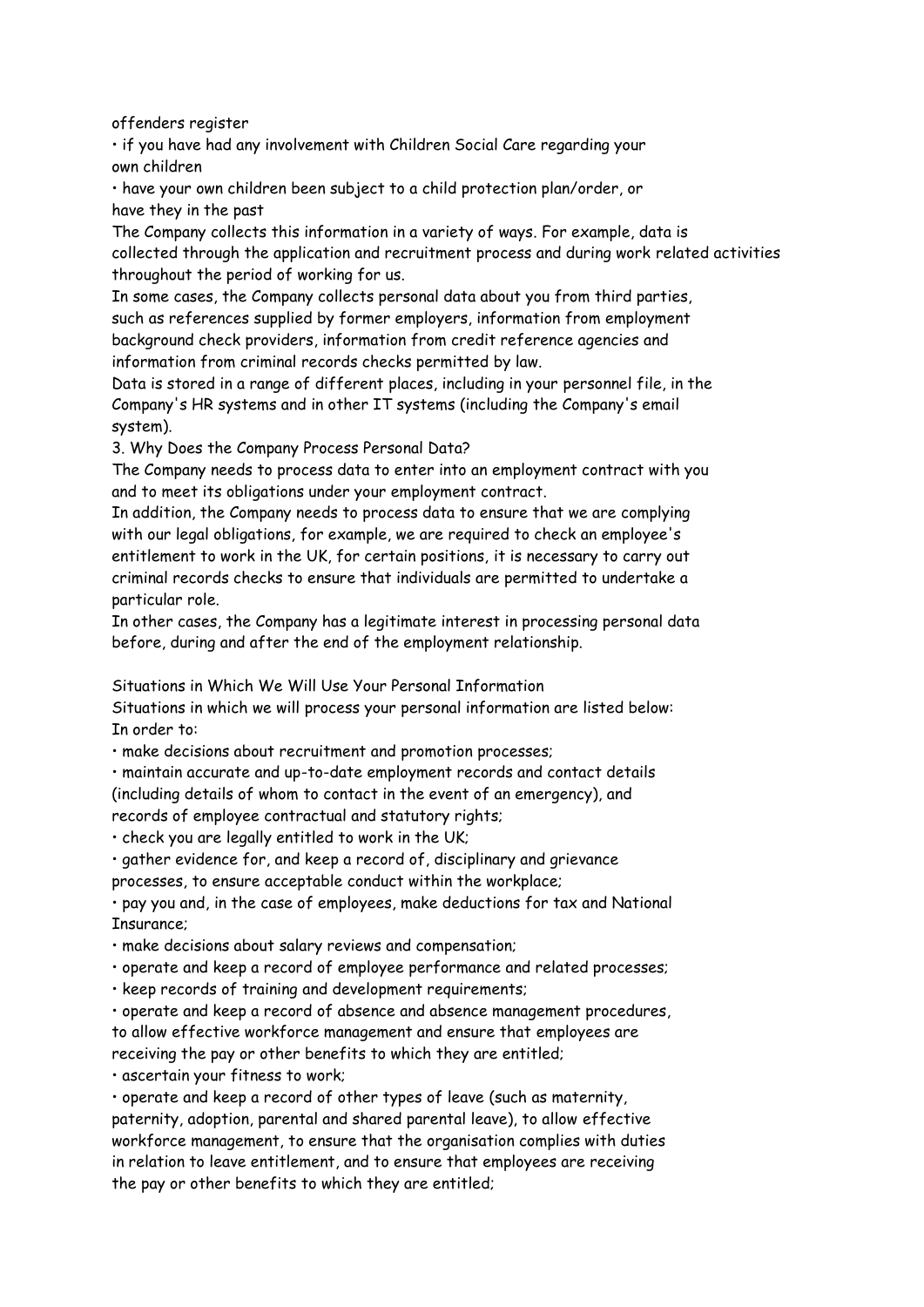offenders register

- if you have had any involvement with Children Social Care regarding your own children
- have your own children been subject to a child protection plan/order, or have they in the past

The Company collects this information in a variety of ways. For example, data is collected through the application and recruitment process and during work related activities throughout the period of working for us.

In some cases, the Company collects personal data about you from third parties, such as references supplied by former employers, information from employment background check providers, information from credit reference agencies and information from criminal records checks permitted by law.

Data is stored in a range of different places, including in your personnel file, in the Company's HR systems and in other IT systems (including the Company's email system).

## 3. Why Does the Company Process Personal Data?

The Company needs to process data to enter into an employment contract with you and to meet its obligations under your employment contract.

In addition, the Company needs to process data to ensure that we are complying with our legal obligations, for example, we are required to check an employee's entitlement to work in the UK, for certain positions, it is necessary to carry out criminal records checks to ensure that individuals are permitted to undertake a particular role.

In other cases, the Company has a legitimate interest in processing personal data before, during and after the end of the employment relationship.

### Situations in Which We Will Use Your Personal Information

Situations in which we will process your personal information are listed below:

In order to:

- make decisions about recruitment and promotion processes;
- maintain accurate and up-to-date employment records and contact details (including details of whom to contact in the event of an emergency), and records of employee contractual and statutory rights;
- check you are legally entitled to work in the UK;
- gather evidence for, and keep a record of, disciplinary and grievance processes, to ensure acceptable conduct within the workplace;
- pay you and, in the case of employees, make deductions for tax and National Insurance;
- make decisions about salary reviews and compensation;
- operate and keep a record of employee performance and related processes;
- keep records of training and development requirements;
- operate and keep a record of absence and absence management procedures, to allow effective workforce management and ensure that employees are receiving the pay or other benefits to which they are entitled;
- ascertain your fitness to work;
- operate and keep a record of other types of leave (such as maternity, paternity, adoption, parental and shared parental leave), to allow effective workforce management, to ensure that the organisation complies with duties in relation to leave entitlement, and to ensure that employees are receiving the pay or other benefits to which they are entitled;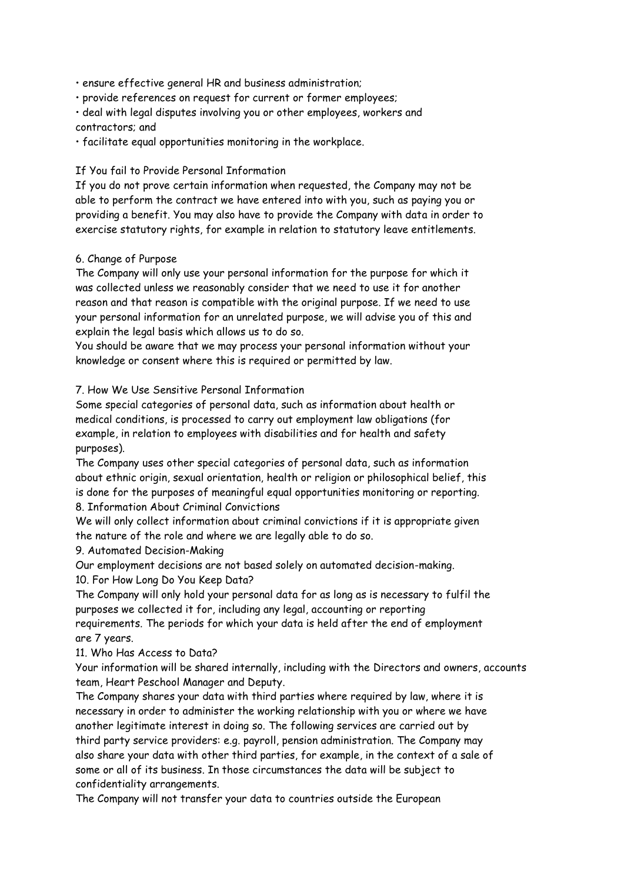- ensure effective general HR and business administration;
- provide references on request for current or former employees;
- deal with legal disputes involving you or other employees, workers and contractors; and
- facilitate equal opportunities monitoring in the workplace.

### If You fail to Provide Personal Information

If you do not prove certain information when requested, the Company may not be able to perform the contract we have entered into with you, such as paying you or providing a benefit. You may also have to provide the Company with data in order to exercise statutory rights, for example in relation to statutory leave entitlements.

### 6. Change of Purpose

The Company will only use your personal information for the purpose for which it was collected unless we reasonably consider that we need to use it for another reason and that reason is compatible with the original purpose. If we need to use your personal information for an unrelated purpose, we will advise you of this and explain the legal basis which allows us to do so.

You should be aware that we may process your personal information without your knowledge or consent where this is required or permitted by law.

### 7. How We Use Sensitive Personal Information

Some special categories of personal data, such as information about health or medical conditions, is processed to carry out employment law obligations (for example, in relation to employees with disabilities and for health and safety purposes).

The Company uses other special categories of personal data, such as information about ethnic origin, sexual orientation, health or religion or philosophical belief, this is done for the purposes of meaningful equal opportunities monitoring or reporting.

### 8. Information About Criminal Convictions

We will only collect information about criminal convictions if it is appropriate given the nature of the role and where we are legally able to do so.

### 9. Automated Decision-Making

Our employment decisions are not based solely on automated decision-making.

### 10. For How Long Do You Keep Data?

The Company will only hold your personal data for as long as is necessary to fulfil the purposes we collected it for, including any legal, accounting or reporting requirements. The periods for which your data is held after the end of employment are 7 years.

### 11. Who Has Access to Data?

Your information will be shared internally, including with the Directors and owners, accounts team, Heart Peschool Manager and Deputy.

The Company shares your data with third parties where required by law, where it is necessary in order to administer the working relationship with you or where we have another legitimate interest in doing so. The following services are carried out by third party service providers: e.g. payroll, pension administration. The Company may also share your data with other third parties, for example, in the context of a sale of some or all of its business. In those circumstances the data will be subject to confidentiality arrangements.

The Company will not transfer your data to countries outside the European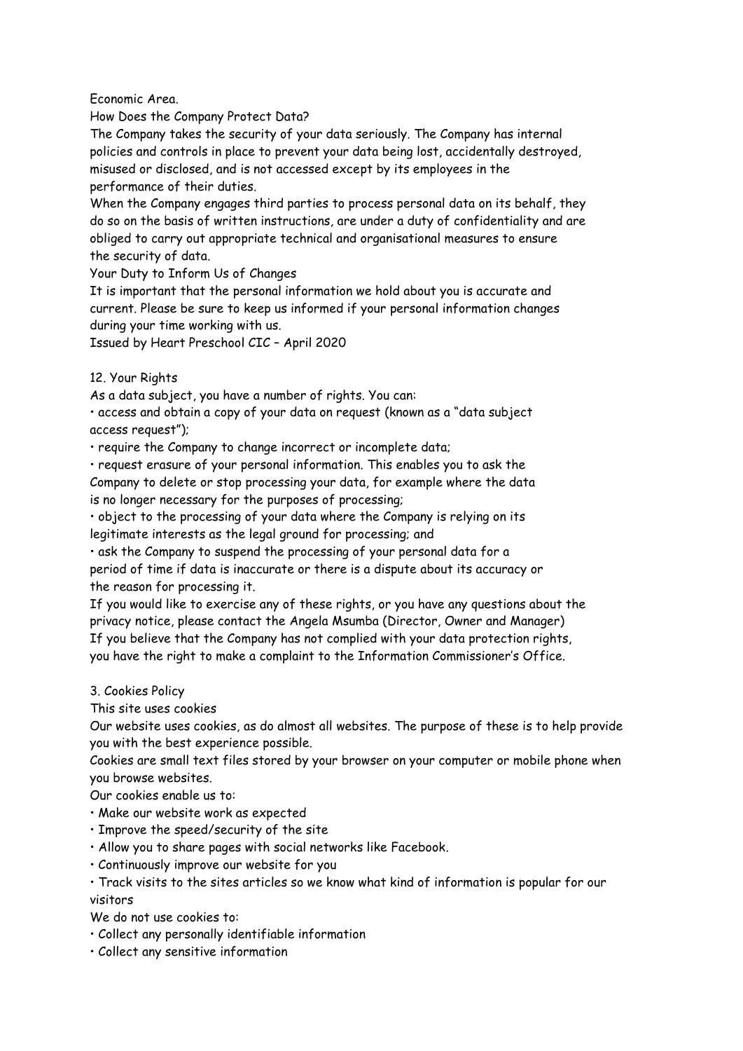Economic Area.

## How Does the Company Protect Data?

The Company takes the security of your data seriously. The Company has internal policies and controls in place to prevent your data being lost, accidentally destroyed, misused or disclosed, and is not accessed except by its employees in the performance of their duties.

When the Company engages third parties to process personal data on its behalf, they do so on the basis of written instructions, are under a duty of confidentiality and are obliged to carry out appropriate technical and organisational measures to ensure the security of data.

## Your Duty to Inform Us of Changes

It is important that the personal information we hold about you is accurate and current. Please be sure to keep us informed if your personal information changes during your time working with us.

Issued by Heart Preschool CIC – April 2020

## 12. Your Rights

As a data subject, you have a number of rights. You can:

- access and obtain a copy of your data on request (known as a "data subject access request");
- require the Company to change incorrect or incomplete data;
- request erasure of your personal information. This enables you to ask the Company to delete or stop processing your data, for example where the data is no longer necessary for the purposes of processing;
- object to the processing of your data where the Company is relying on its legitimate interests as the legal ground for processing; and
- ask the Company to suspend the processing of your personal data for a period of time if data is inaccurate or there is a dispute about its accuracy or the reason for processing it.

If you would like to exercise any of these rights, or you have any questions about the privacy notice, please contact the Angela Msumba (Director, Owner and Manager)

If you believe that the Company has not complied with your data protection rights, you have the right to make a complaint to the Information Commissioner's Office.

## 3. Cookies Policy

This site uses cookies

Our website uses cookies, as do almost all websites. The purpose of these is to help provide you with the best experience possible.

Cookies are small text files stored by your browser on your computer or mobile phone when you browse websites.

Our cookies enable us to:

- Make our website work as expected
- Improve the speed/security of the site
- Allow you to share pages with social networks like Facebook.
- Continuously improve our website for you
- Track visits to the sites articles so we know what kind of information is popular for our visitors

We do not use cookies to:

- Collect any personally identifiable information
- Collect any sensitive information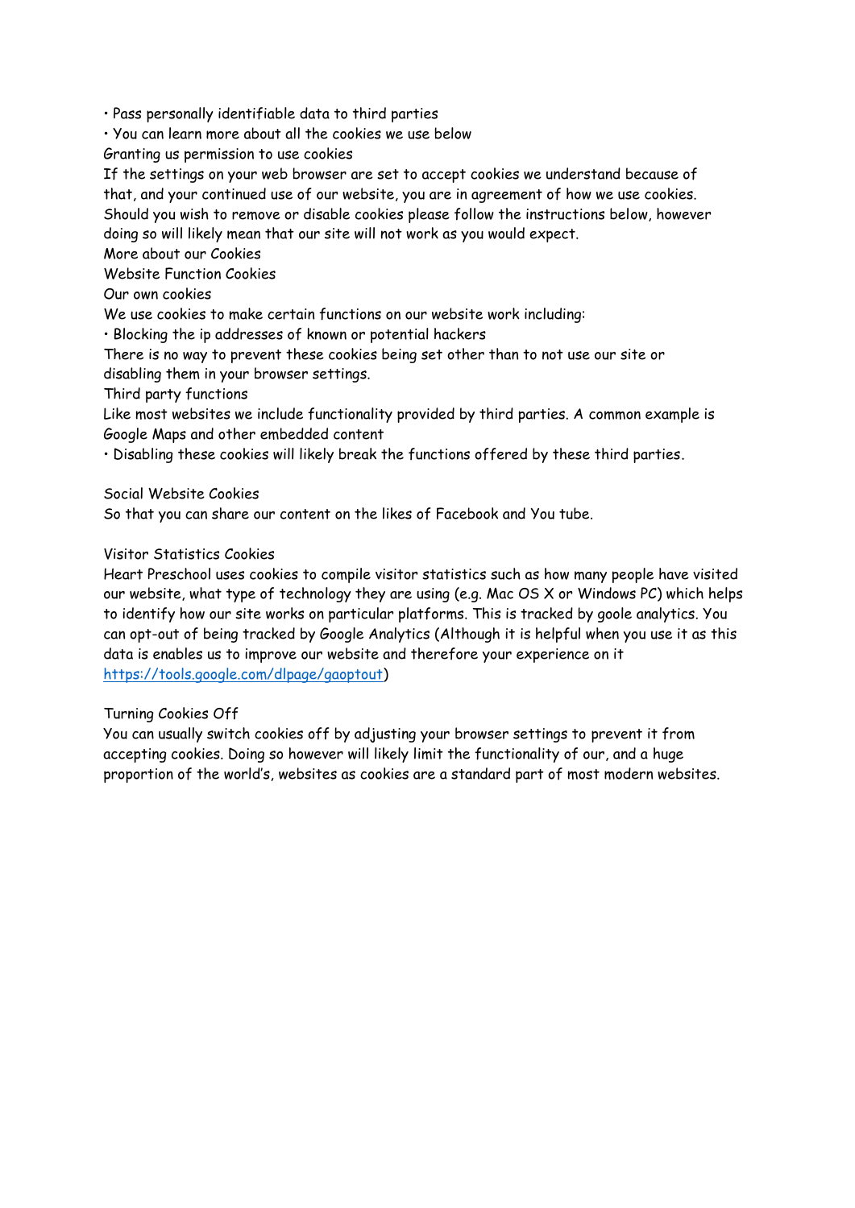- Pass personally identifiable data to third parties
- You can learn more about all the cookies we use below

Granting us permission to use cookies

If the settings on your web browser are set to accept cookies we understand because of that, and your continued use of our website, you are in agreement of how we use cookies. Should you wish to remove or disable cookies please follow the instructions below, however doing so will likely mean that our site will not work as you would expect.

More about our Cookies

Website Function Cookies

Our own cookies

We use cookies to make certain functions on our website work including:

- Blocking the ip addresses of known or potential hackers

There is no way to prevent these cookies being set other than to not use our site or disabling them in your browser settings.

Third party functions

Like most websites we include functionality provided by third parties. A common example is Google Maps and other embedded content

- Disabling these cookies will likely break the functions offered by these third parties.

Social Website Cookies

So that you can share our content on the likes of Facebook and You tube.

Visitor Statistics Cookies

Heart Preschool uses cookies to compile visitor statistics such as how many people have visited our website, what type of technology they are using (e.g. Mac OS X or Windows PC) which helps to identify how our site works on particular platforms. This is tracked by goole analytics. You can opt-out of being tracked by Google Analytics (Although it is helpful when you use it as this data is enables us to improve our website and therefore your experience on it https://tools.google.com/dlpage/gaoptout)

Turning Cookies Off

You can usually switch cookies off by adjusting your browser settings to prevent it from accepting cookies. Doing so however will likely limit the functionality of our, and a huge proportion of the world's, websites as cookies are a standard part of most modern websites.